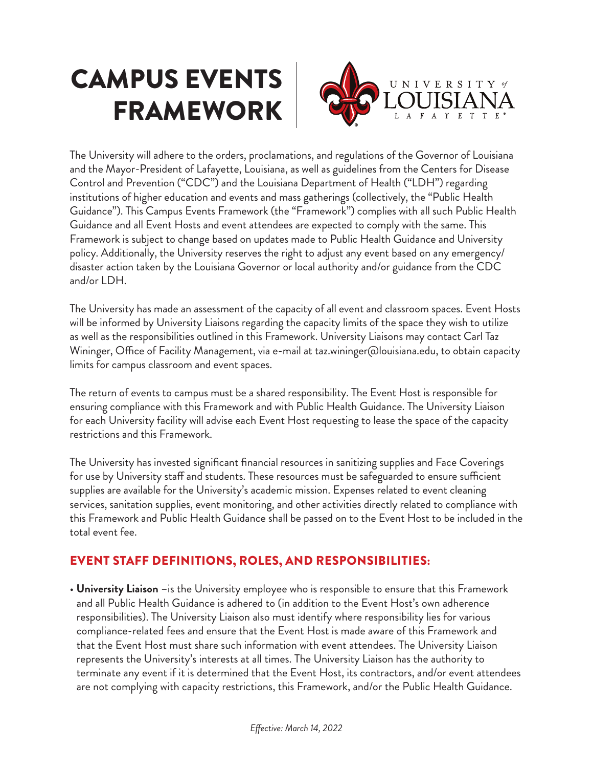# CAMPUS EVENTS FRAMEWORK

UNIVERSITY of LOUISIANA LAFAYETTE

The University will adhere to the orders, proclamations, and regulations of the Governor of Louisiana and the Mayor-President of Lafayette, Louisiana, as well as guidelines from the Centers for Disease Control and Prevention ("CDC") and the Louisiana Department of Health ("LDH") regarding institutions of higher education and events and mass gatherings (collectively, the "Public Health Guidance"). This Campus Events Framework (the "Framework") complies with all such Public Health Guidance and all Event Hosts and event attendees are expected to comply with the same. This Framework is subject to change based on updates made to Public Health Guidance and University policy. Additionally, the University reserves the right to adjust any event based on any emergency/disaster action taken by the Louisiana Governor or local authority and/or guidance from the CDC and/or LDH.

The University has made an assessment of the capacity of all event and classroom spaces. Event Hosts will be informed by University Liaisons regarding the capacity limits of the space they wish to utilize as well as the responsibilities outlined in this Framework. University Liaisons may contact Carl Taz Wininger, Office of Facility Management, via e-mail at taz.wininger@louisiana.edu, to obtain capacity limits for campus classroom and event spaces.

The return of events to campus must be a shared responsibility. The Event Host is responsible for ensuring compliance with this Framework and with Public Health Guidance. The University Liaison for each University facility will advise each Event Host requesting to lease the space of the capacity restrictions and this Framework.

The University has invested significant financial resources in sanitizing supplies and Face Coverings for use by University staff and students. These resources must be safeguarded to ensure sufficient supplies are available for the University's academic mission. Expenses related to event cleaning services, sanitation supplies, event monitoring, and other activities directly related to compliance with this Framework and Public Health Guidance shall be passed on to the Event Host to be included in the total event fee.

## EVENT STAFF DEFINITIONS, ROLES, AND RESPONSIBILITIES:

- **University Liaison** –is the University employee who is responsible to ensure that this Framework and all Public Health Guidance is adhered to (in addition to the Event Host's own adherence responsibilities). The University Liaison also must identify where responsibility lies for various compliance-related fees and ensure that the Event Host is made aware of this Framework and that the Event Host must share such information with event attendees. The University Liaison represents the University's interests at all times. The University Liaison has the authority to terminate any event if it is determined that the Event Host, its contractors, and/or event attendees are not complying with capacity restrictions, this Framework, and/or the Public Health Guidance.

*Effective: March 14, 2022*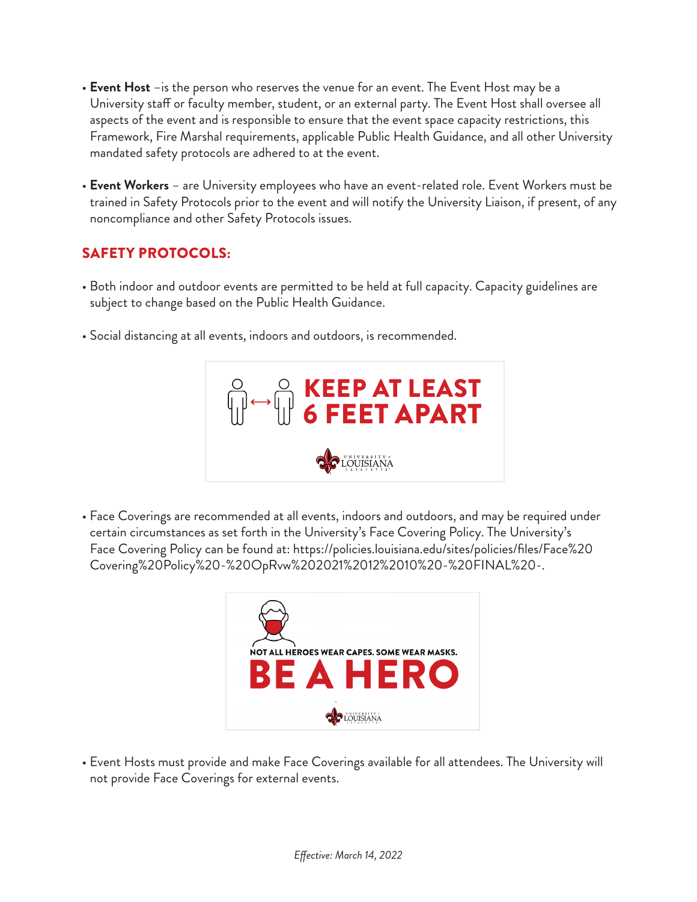- **Event Host** –is the person who reserves the venue for an event. The Event Host may be a University staff or faculty member, student, or an external party. The Event Host shall oversee all aspects of the event and is responsible to ensure that the event space capacity restrictions, this Framework, Fire Marshal requirements, applicable Public Health Guidance, and all other University mandated safety protocols are adhered to at the event.

- **Event Workers** – are University employees who have an event-related role. Event Workers must be trained in Safety Protocols prior to the event and will notify the University Liaison, if present, of any noncompliance and other Safety Protocols issues.

## SAFETY PROTOCOLS:

- Both indoor and outdoor events are permitted to be held at full capacity. Capacity guidelines are subject to change based on the Public Health Guidance.

- Social distancing at all events, indoors and outdoors, is recommended.

**KEEP AT LEAST 6 FEET APART**

UNIVERSITY of LOUISIANA LAFAYETTE

- Face Coverings are recommended at all events, indoors and outdoors, and may be required under certain circumstances as set forth in the University's Face Covering Policy. The University's Face Covering Policy can be found at: https://policies.louisiana.edu/sites/policies/files/Face%20Covering%20Policy%20-%20OpRvw%202021%2012%2010%20-%20FINAL%20-.

NOT ALL HEROES WEAR CAPES. SOME WEAR MASKS.

**BE A HERO**

UNIVERSITY of LOUISIANA LAFAYETTE

- Event Hosts must provide and make Face Coverings available for all attendees. The University will not provide Face Coverings for external events.

*Effective: March 14, 2022*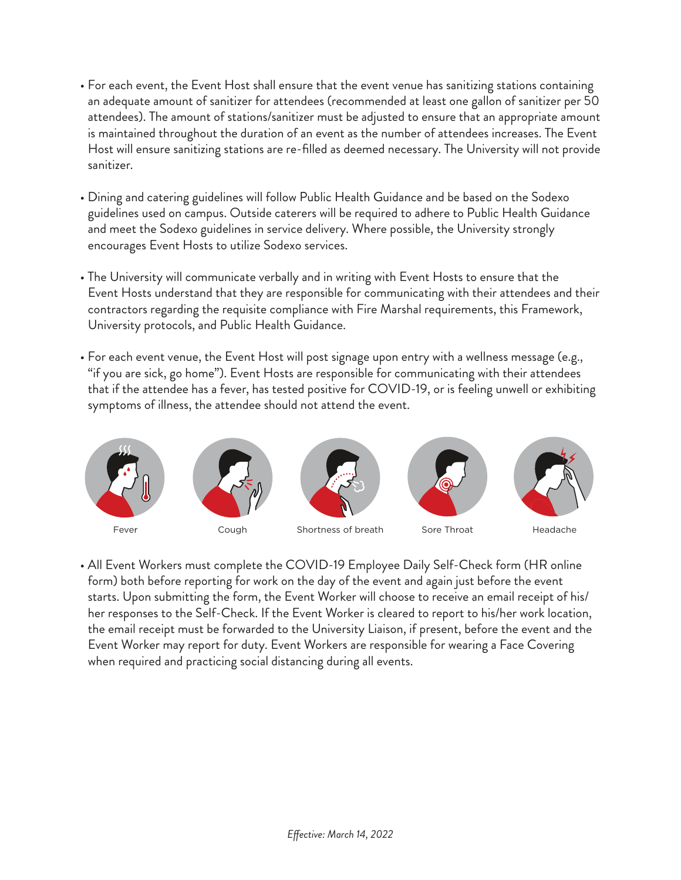- For each event, the Event Host shall ensure that the event venue has sanitizing stations containing an adequate amount of sanitizer for attendees (recommended at least one gallon of sanitizer per 50 attendees). The amount of stations/sanitizer must be adjusted to ensure that an appropriate amount is maintained throughout the duration of an event as the number of attendees increases. The Event Host will ensure sanitizing stations are re-filled as deemed necessary. The University will not provide sanitizer.

- Dining and catering guidelines will follow Public Health Guidance and be based on the Sodexo guidelines used on campus. Outside caterers will be required to adhere to Public Health Guidance and meet the Sodexo guidelines in service delivery. Where possible, the University strongly encourages Event Hosts to utilize Sodexo services.

- The University will communicate verbally and in writing with Event Hosts to ensure that the Event Hosts understand that they are responsible for communicating with their attendees and their contractors regarding the requisite compliance with Fire Marshal requirements, this Framework, University protocols, and Public Health Guidance.

- For each event venue, the Event Host will post signage upon entry with a wellness message (e.g., "if you are sick, go home"). Event Hosts are responsible for communicating with their attendees that if the attendee has a fever, has tested positive for COVID-19, or is feeling unwell or exhibiting symptoms of illness, the attendee should not attend the event.

Fever

Cough

Shortness of breath

Sore Throat

Headache

- All Event Workers must complete the COVID-19 Employee Daily Self-Check form (HR online form) both before reporting for work on the day of the event and again just before the event starts. Upon submitting the form, the Event Worker will choose to receive an email receipt of his/her responses to the Self-Check. If the Event Worker is cleared to report to his/her work location, the email receipt must be forwarded to the University Liaison, if present, before the event and the Event Worker may report for duty. Event Workers are responsible for wearing a Face Covering when required and practicing social distancing during all events.

*Effective: March 14, 2022*